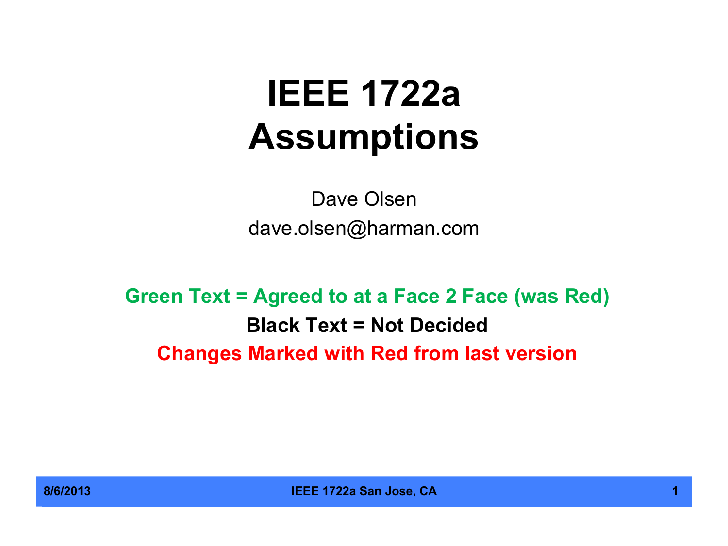# IEEE 1722a Assumptions

Dave Olsen

dave.olsen@harman.com

**Green Text = Agreed to at a Face 2 Face (was Red)**

**Black Text = Not Decided**

**Changes Marked with Red from last version**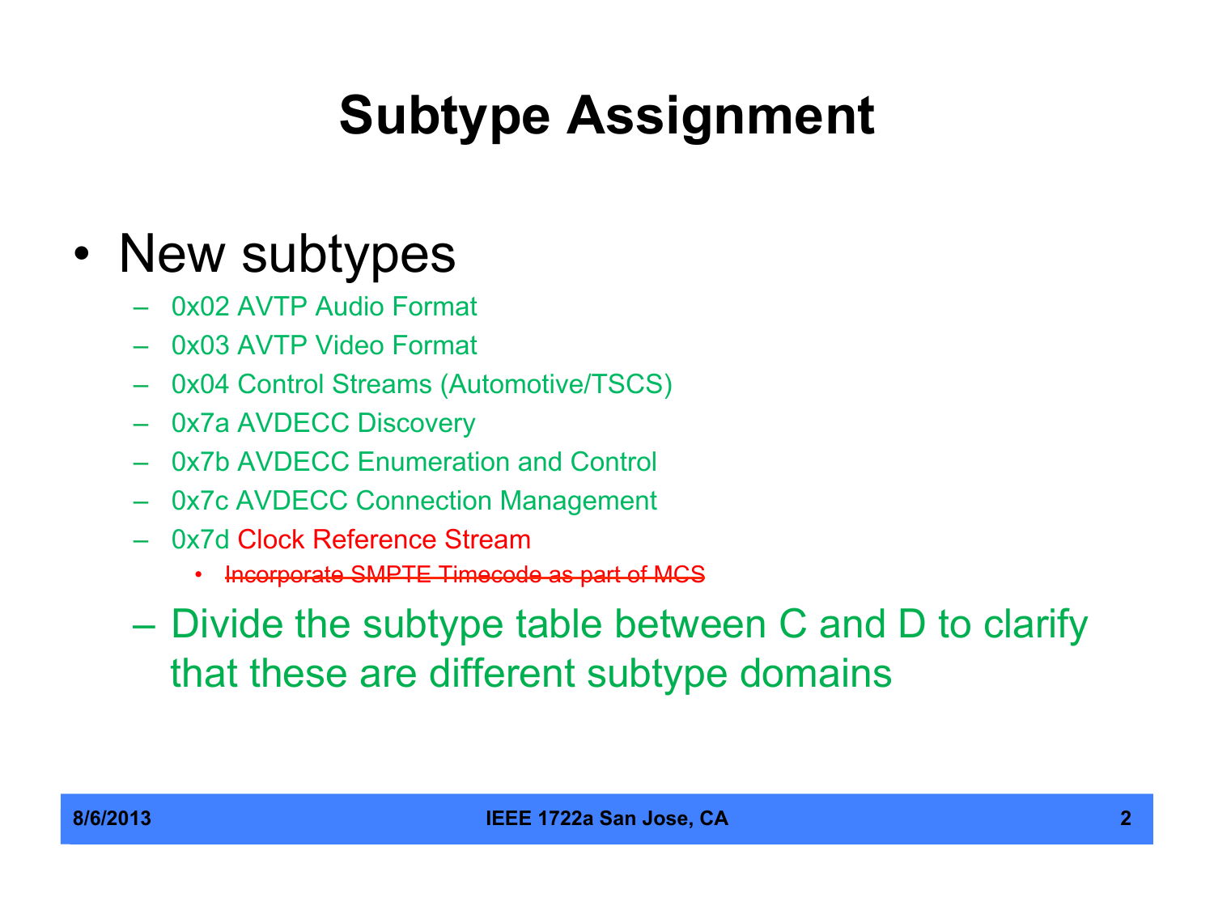# Subtype Assignment

- New subtypes
  - 0x02 AVTP Audio Format
  - 0x03 AVTP Video Format
  - 0x04 Control Streams (Automotive/TSCS)
  - 0x7a AVDECC Discovery
  - 0x7b AVDECC Enumeration and Control
  - 0x7c AVDECC Connection Management
  - 0x7d Clock Reference Stream
    - ~~Incorporate SMPTE Timecode as part of MCS~~
  - Divide the subtype table between C and D to clarify that these are different subtype domains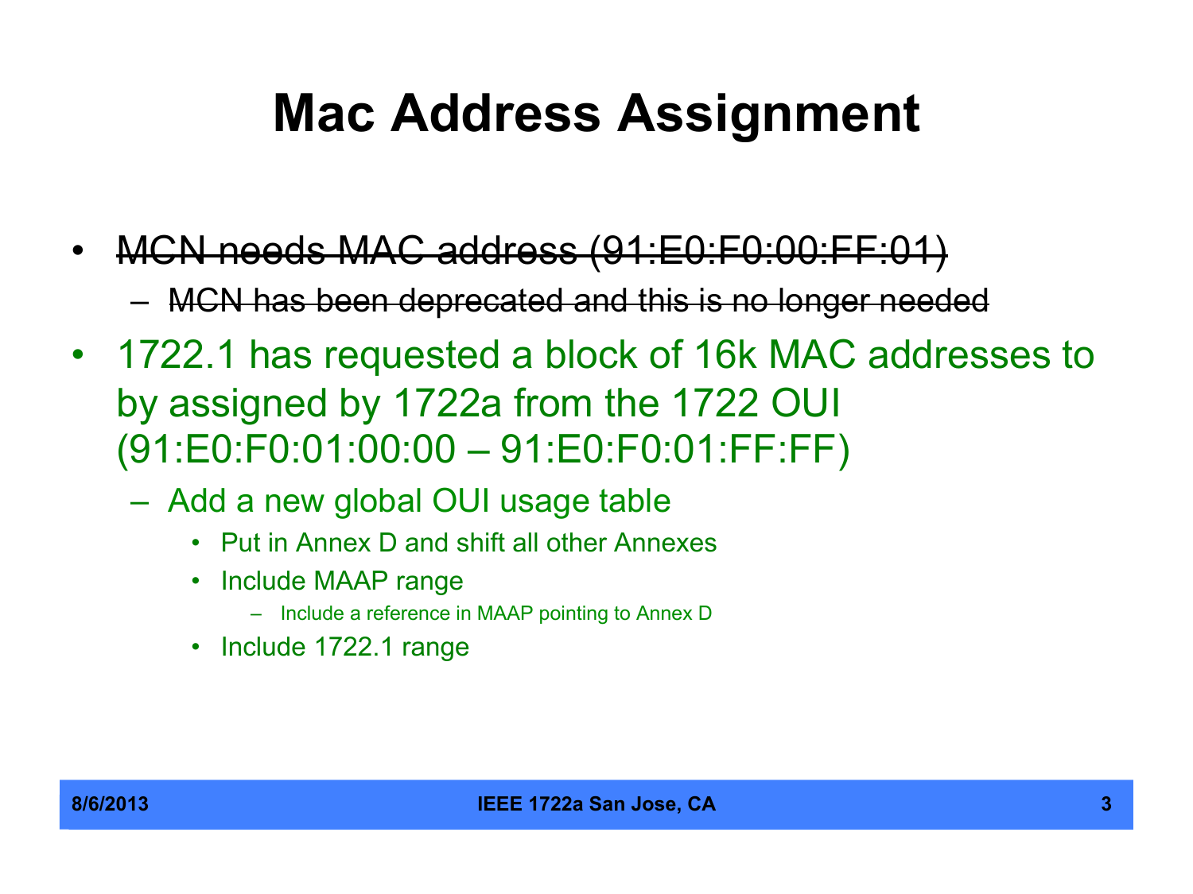# Mac Address Assignment

- ~~MCN needs MAC address (91:E0:F0:00:FF:01)~~
  - ~~MCN has been deprecated and this is no longer needed~~
- 1722.1 has requested a block of 16k MAC addresses to by assigned by 1722a from the 1722 OUI (91:E0:F0:01:00:00 – 91:E0:F0:01:FF:FF)
  - Add a new global OUI usage table
    - Put in Annex D and shift all other Annexes
    - Include MAAP range
      - Include a reference in MAAP pointing to Annex D
    - Include 1722.1 range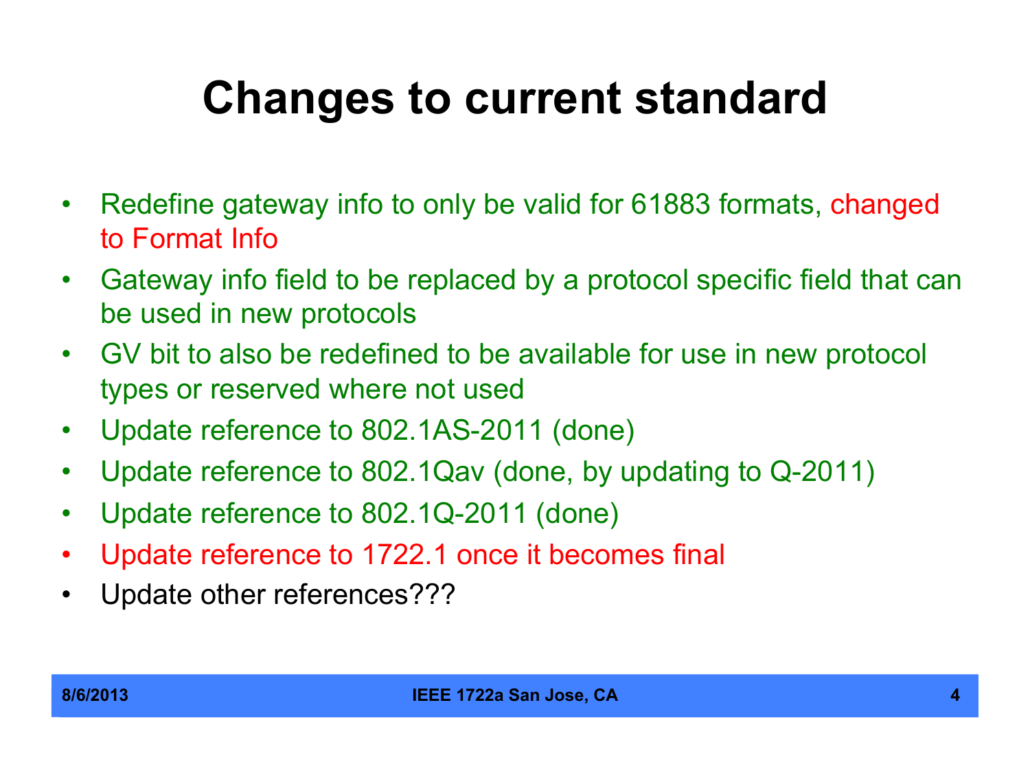# Changes to current standard

- Redefine gateway info to only be valid for 61883 formats, changed to Format Info
- Gateway info field to be replaced by a protocol specific field that can be used in new protocols
- GV bit to also be redefined to be available for use in new protocol types or reserved where not used
- Update reference to 802.1AS-2011 (done)
- Update reference to 802.1Qav (done, by updating to Q-2011)
- Update reference to 802.1Q-2011 (done)
- Update reference to 1722.1 once it becomes final
- Update other references???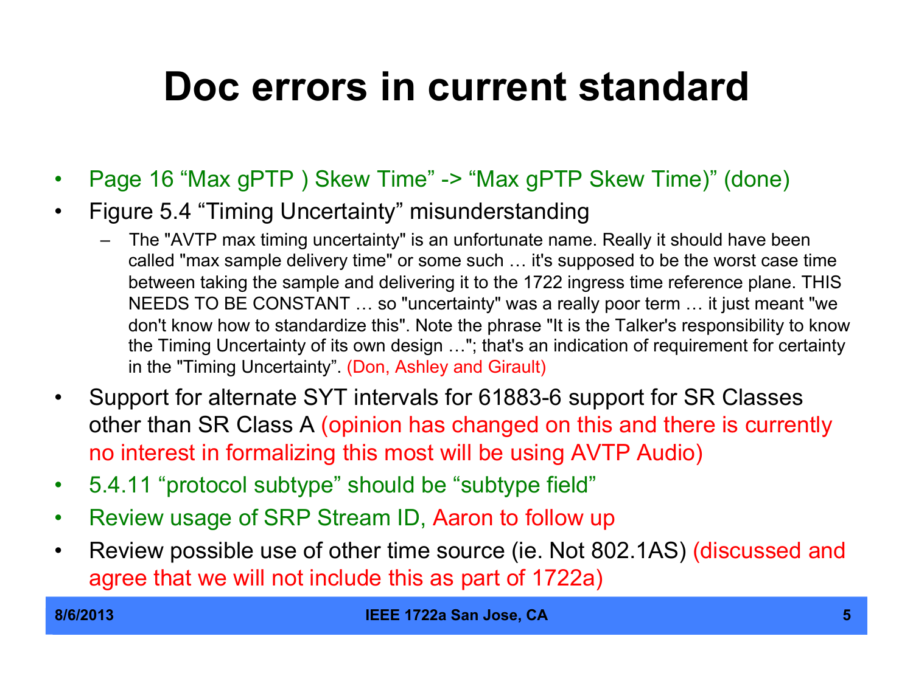# Doc errors in current standard

- Page 16 “Max gPTP ) Skew Time” -> “Max gPTP Skew Time)” (done)
- Figure 5.4 “Timing Uncertainty” misunderstanding
  - The "AVTP max timing uncertainty" is an unfortunate name. Really it should have been called "max sample delivery time" or some such … it's supposed to be the worst case time between taking the sample and delivering it to the 1722 ingress time reference plane. THIS NEEDS TO BE CONSTANT … so "uncertainty" was a really poor term … it just meant "we don't know how to standardize this". Note the phrase "It is the Talker's responsibility to know the Timing Uncertainty of its own design …"; that's an indication of requirement for certainty in the "Timing Uncertainty”. (Don, Ashley and Girault)
- Support for alternate SYT intervals for 61883-6 support for SR Classes other than SR Class A (opinion has changed on this and there is currently no interest in formalizing this most will be using AVTP Audio)
- 5.4.11 “protocol subtype” should be “subtype field”
- Review usage of SRP Stream ID, Aaron to follow up
- Review possible use of other time source (ie. Not 802.1AS) (discussed and agree that we will not include this as part of 1722a)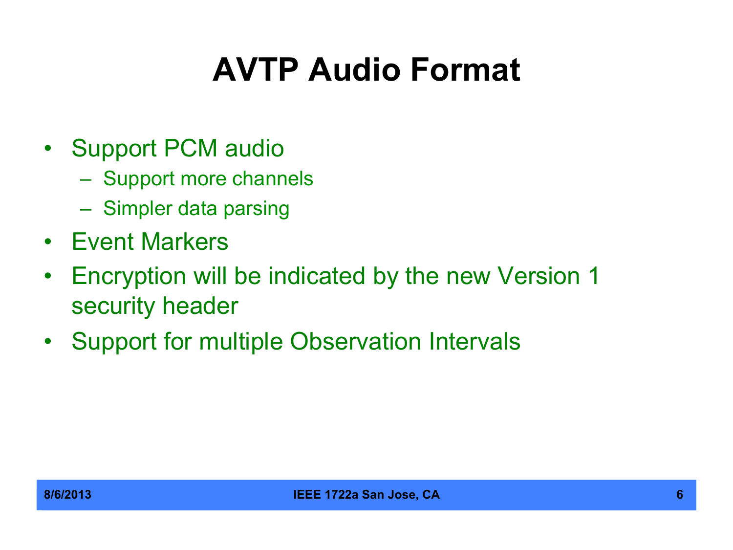# AVTP Audio Format

- Support PCM audio
  - Support more channels
  - Simpler data parsing
- Event Markers
- Encryption will be indicated by the new Version 1 security header
- Support for multiple Observation Intervals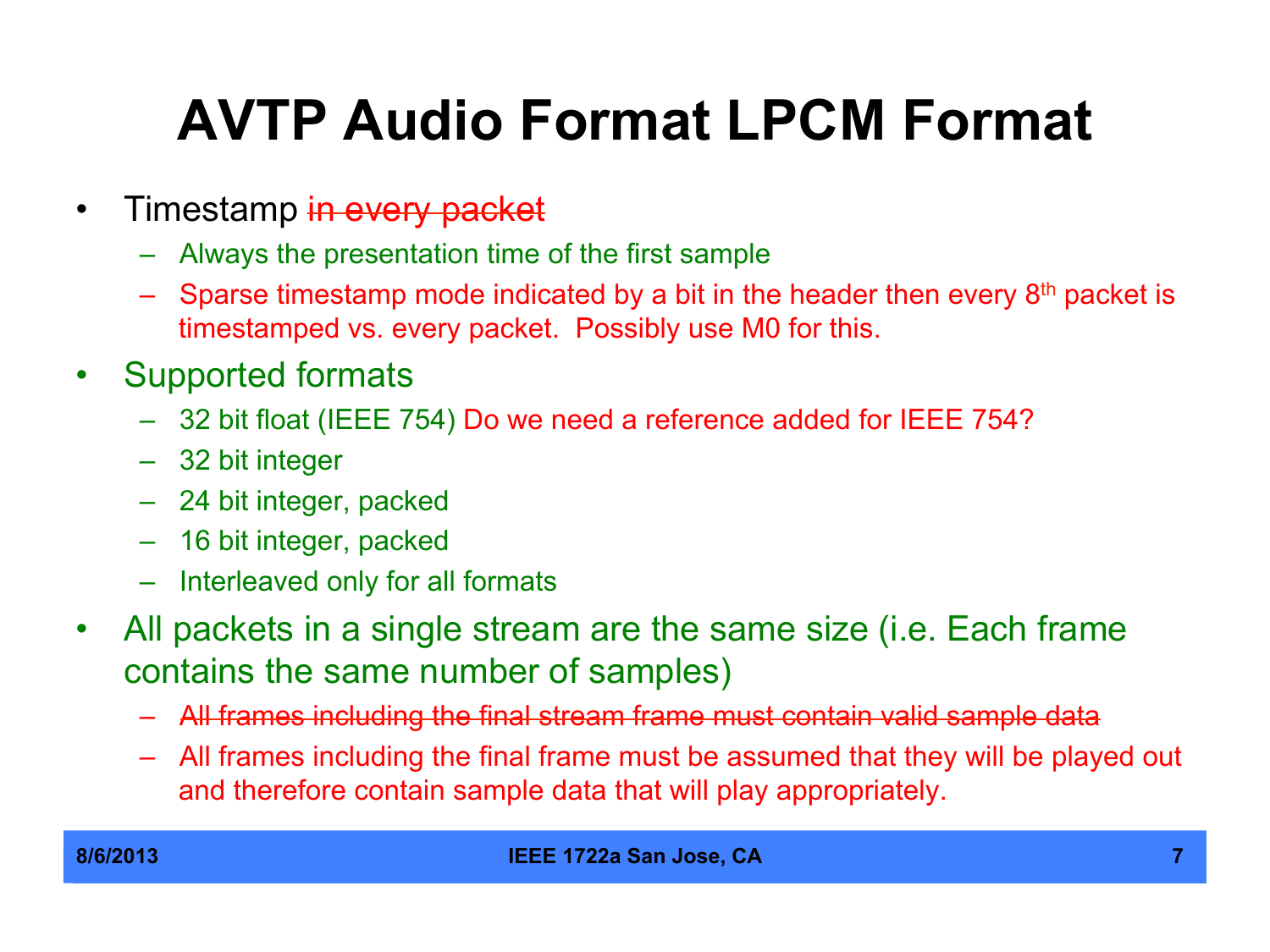# AVTP Audio Format LPCM Format

- Timestamp ~~in every packet~~
  - Always the presentation time of the first sample
  - Sparse timestamp mode indicated by a bit in the header then every 8th packet is timestamped vs. every packet. Possibly use M0 for this.
- Supported formats
  - 32 bit float (IEEE 754) Do we need a reference added for IEEE 754?
  - 32 bit integer
  - 24 bit integer, packed
  - 16 bit integer, packed
  - Interleaved only for all formats
- All packets in a single stream are the same size (i.e. Each frame contains the same number of samples)
  - ~~All frames including the final stream frame must contain valid sample data~~
  - All frames including the final frame must be assumed that they will be played out and therefore contain sample data that will play appropriately.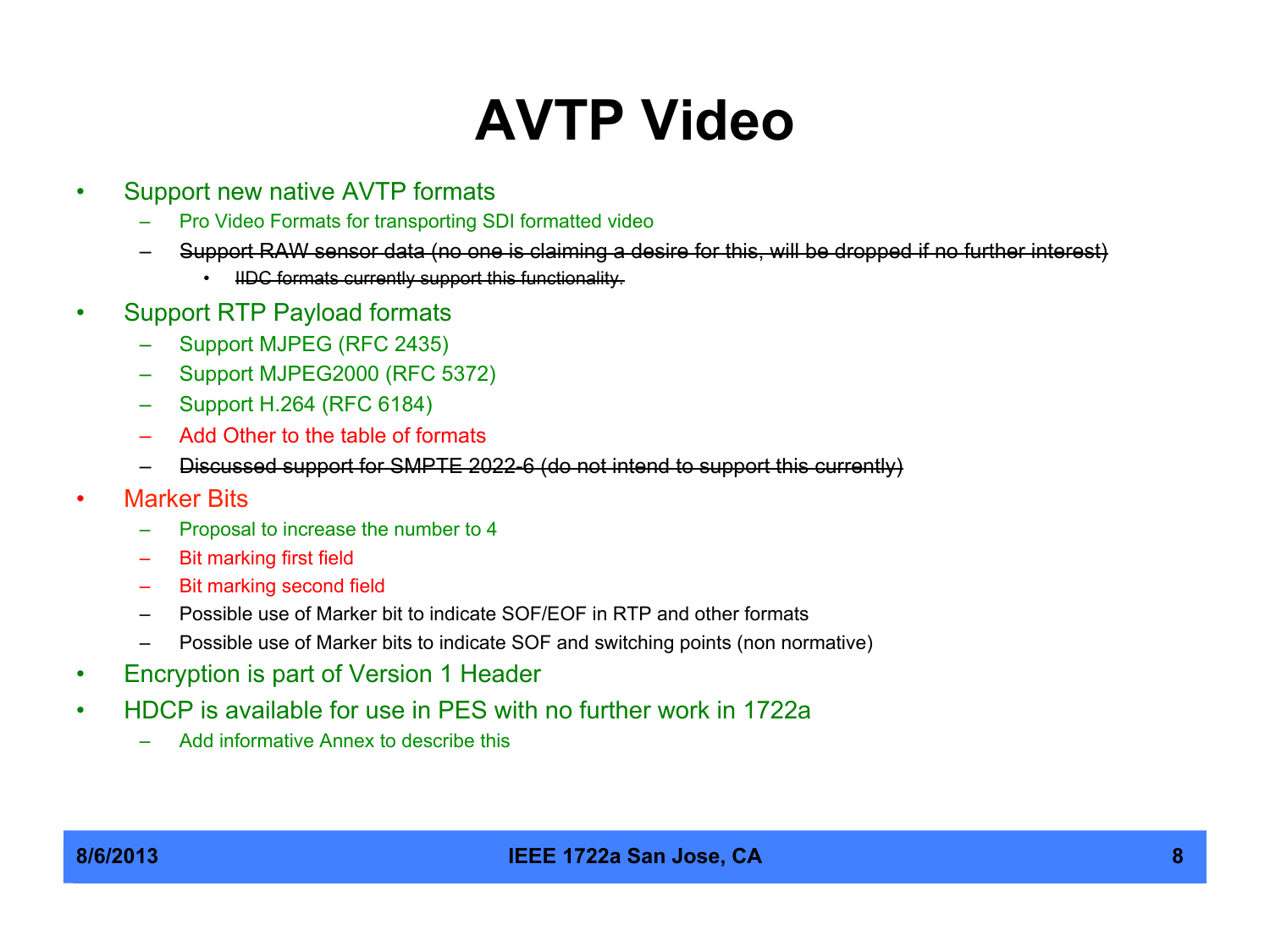# AVTP Video

- Support new native AVTP formats
  - Pro Video Formats for transporting SDI formatted video
  - ~~Support RAW sensor data (no one is claiming a desire for this, will be dropped if no further interest)~~
    - ~~IIDC formats currently support this functionality.~~
- Support RTP Payload formats
  - Support MJPEG (RFC 2435)
  - Support MJPEG2000 (RFC 5372)
  - Support H.264 (RFC 6184)
  - Add Other to the table of formats
  - ~~Discussed support for SMPTE 2022-6 (do not intend to support this currently)~~
- Marker Bits
  - Proposal to increase the number to 4
  - Bit marking first field
  - Bit marking second field
  - Possible use of Marker bit to indicate SOF/EOF in RTP and other formats
  - Possible use of Marker bits to indicate SOF and switching points (non normative)
- Encryption is part of Version 1 Header
- HDCP is available for use in PES with no further work in 1722a
  - Add informative Annex to describe this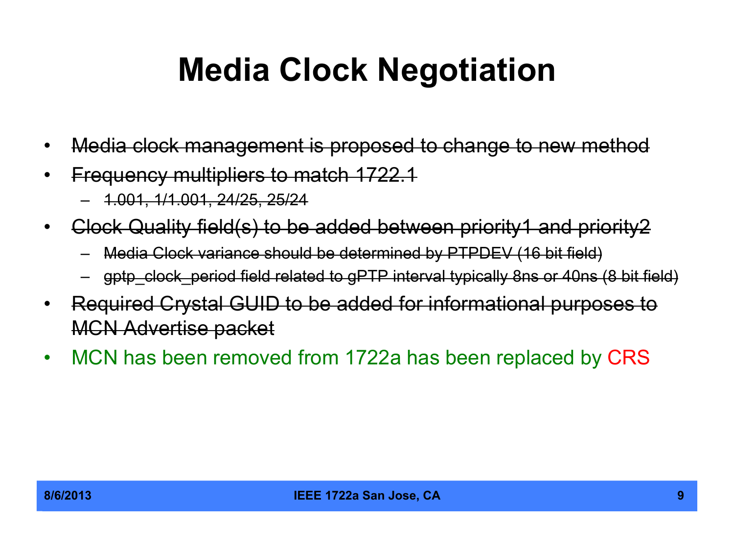# Media Clock Negotiation

- ~~Media clock management is proposed to change to new method~~
- ~~Frequency multipliers to match 1722.1~~
  - ~~1.001, 1/1.001, 24/25, 25/24~~
- ~~Clock Quality field(s) to be added between priority1 and priority2~~
  - ~~Media Clock variance should be determined by PTPDEV (16 bit field)~~
  - ~~gptp_clock_period field related to gPTP interval typically 8ns or 40ns (8 bit field)~~
- ~~Required Crystal GUID to be added for informational purposes to MCN Advertise packet~~
- MCN has been removed from 1722a has been replaced by CRS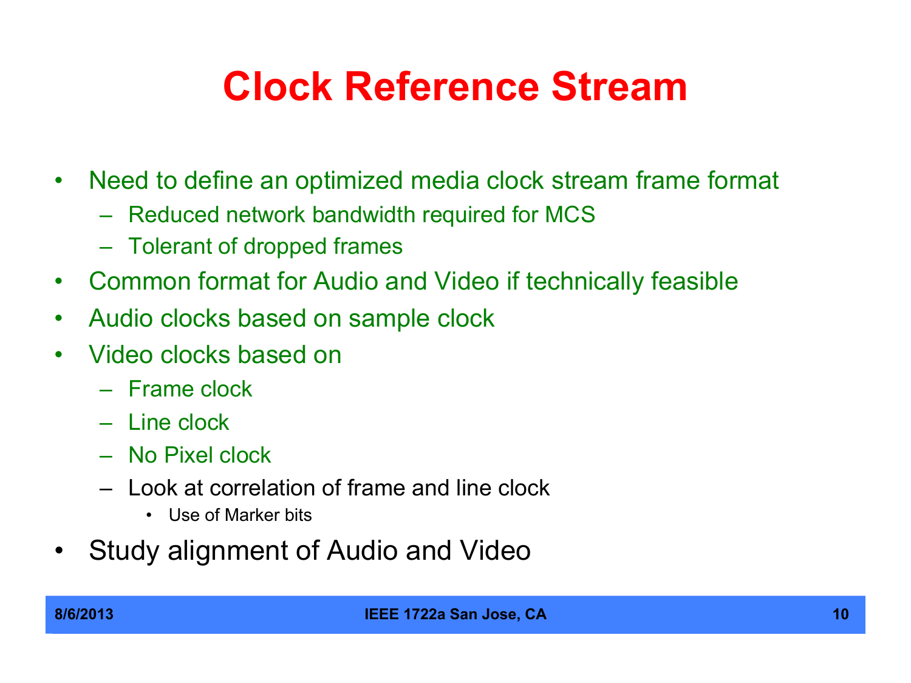# Clock Reference Stream

- Need to define an optimized media clock stream frame format
  - Reduced network bandwidth required for MCS
  - Tolerant of dropped frames
- Common format for Audio and Video if technically feasible
- Audio clocks based on sample clock
- Video clocks based on
  - Frame clock
  - Line clock
  - No Pixel clock
  - Look at correlation of frame and line clock
    - Use of Marker bits
- Study alignment of Audio and Video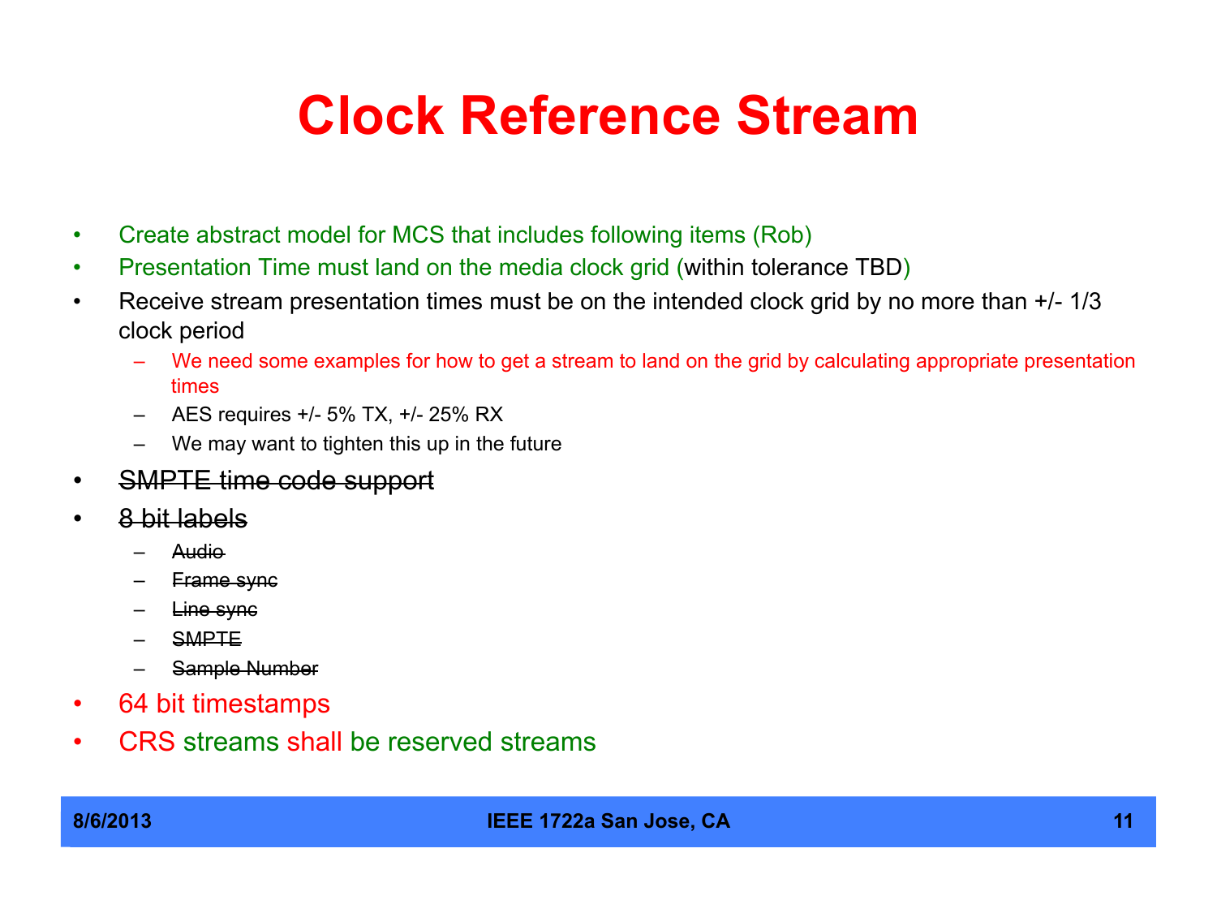# Clock Reference Stream

- Create abstract model for MCS that includes following items (Rob)
- Presentation Time must land on the media clock grid (within tolerance TBD)
- Receive stream presentation times must be on the intended clock grid by no more than +/- 1/3 clock period
  - We need some examples for how to get a stream to land on the grid by calculating appropriate presentation times
  - AES requires +/- 5% TX, +/- 25% RX
  - We may want to tighten this up in the future
- ~~SMPTE time code support~~
- ~~8 bit labels~~
  - ~~Audio~~
  - ~~Frame sync~~
  - ~~Line sync~~
  - ~~SMPTE~~
  - ~~Sample Number~~
- 64 bit timestamps
- CRS streams shall be reserved streams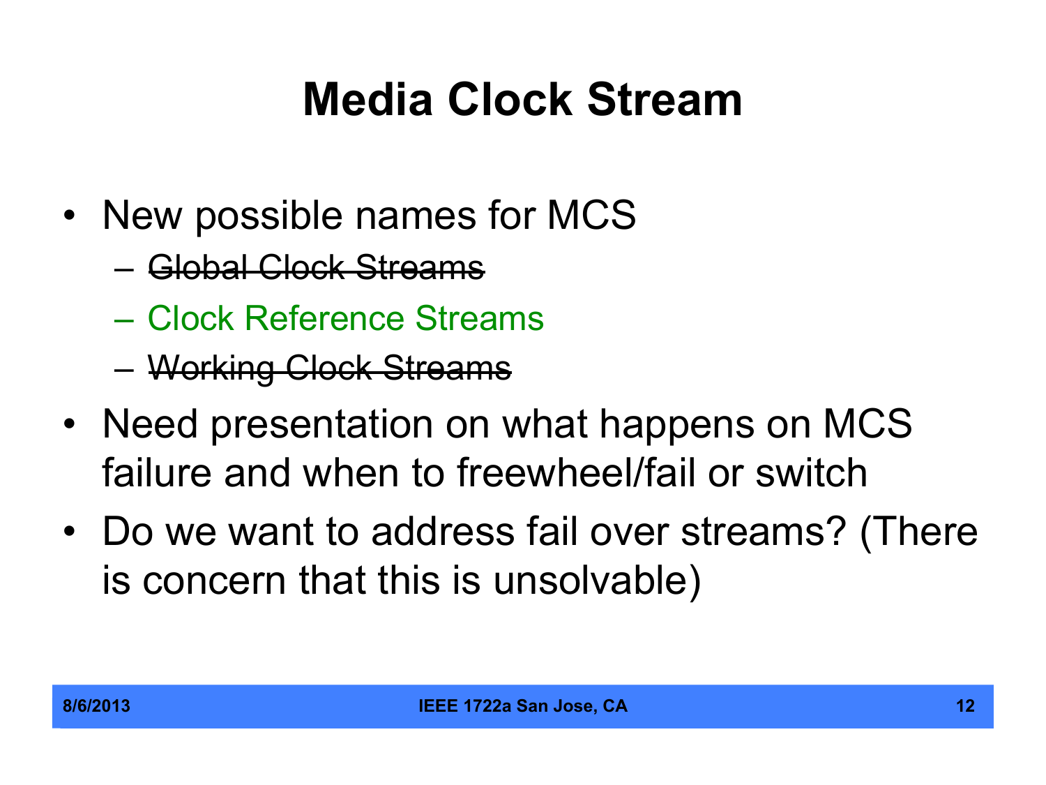# Media Clock Stream

- New possible names for MCS
  - ~~Global Clock Streams~~
  - Clock Reference Streams
  - ~~Working Clock Streams~~
- Need presentation on what happens on MCS failure and when to freewheel/fail or switch
- Do we want to address fail over streams? (There is concern that this is unsolvable)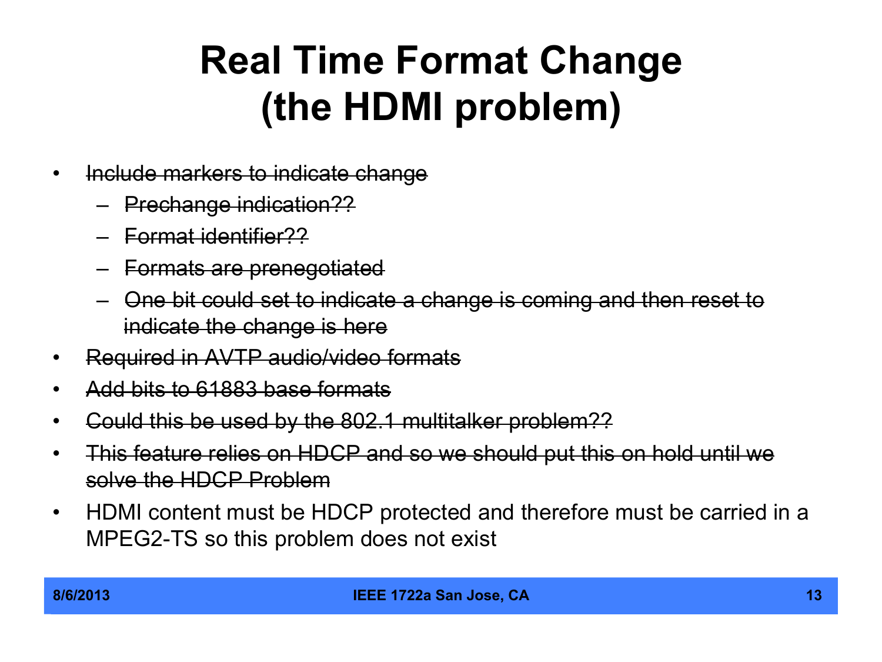# Real Time Format Change (the HDMI problem)

- ~~Include markers to indicate change~~
  - ~~Prechange indication??~~
  - ~~Format identifier??~~
  - ~~Formats are prenegotiated~~
  - ~~One bit could set to indicate a change is coming and then reset to indicate the change is here~~
- ~~Required in AVTP audio/video formats~~
- ~~Add bits to 61883 base formats~~
- ~~Could this be used by the 802.1 multitalker problem??~~
- ~~This feature relies on HDCP and so we should put this on hold until we solve the HDCP Problem~~
- HDMI content must be HDCP protected and therefore must be carried in a MPEG2-TS so this problem does not exist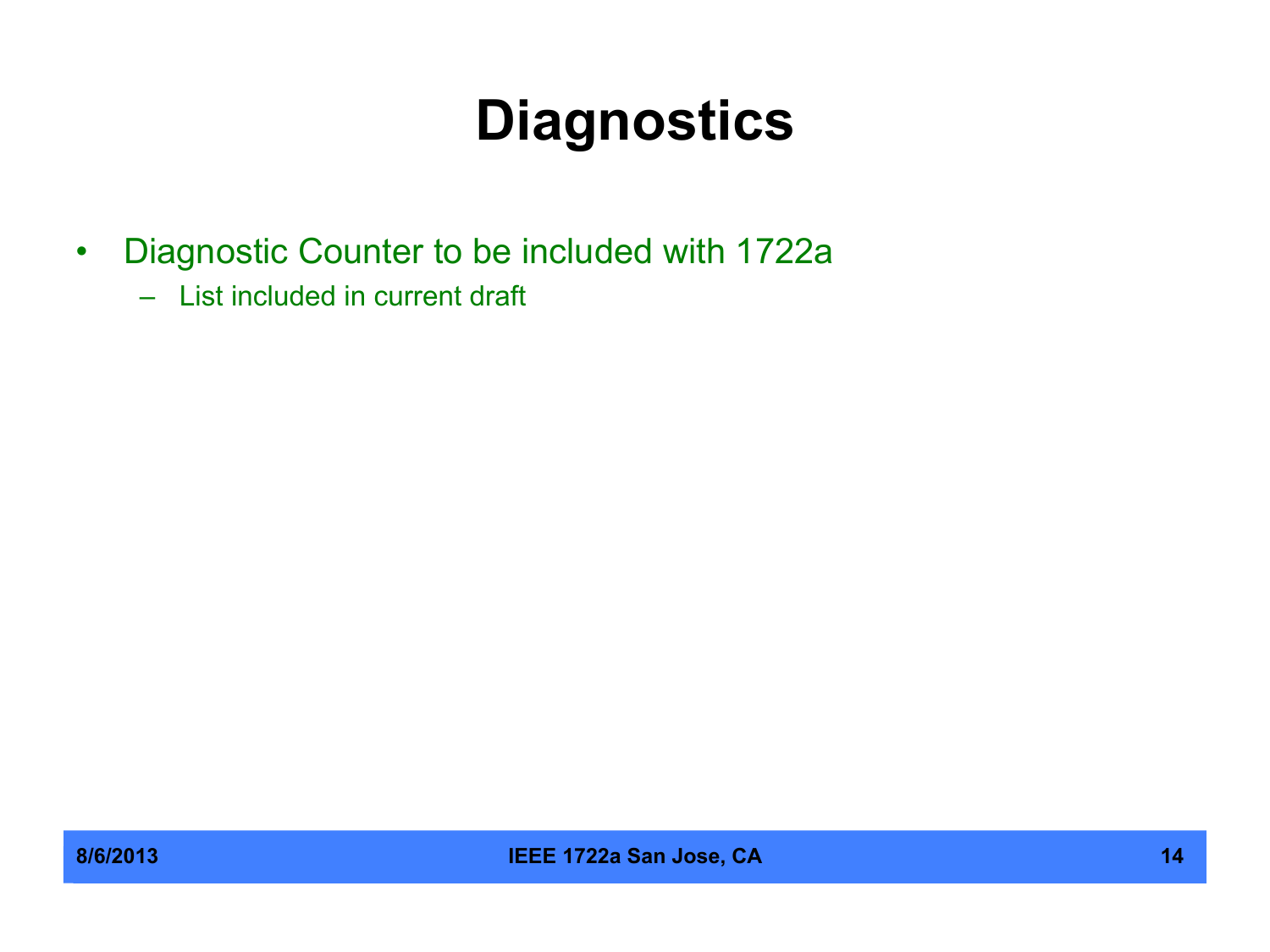# Diagnostics

- Diagnostic Counter to be included with 1722a
  - List included in current draft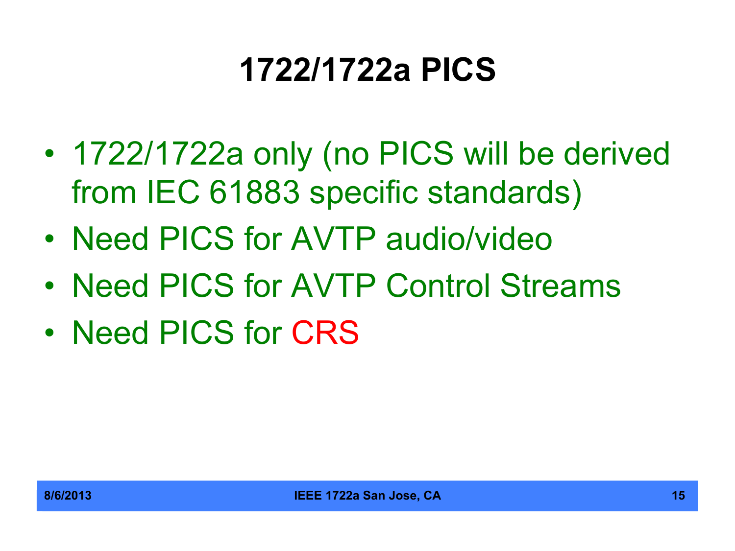# 1722/1722a PICS

- 1722/1722a only (no PICS will be derived from IEC 61883 specific standards)
- Need PICS for AVTP audio/video
- Need PICS for AVTP Control Streams
- Need PICS for CRS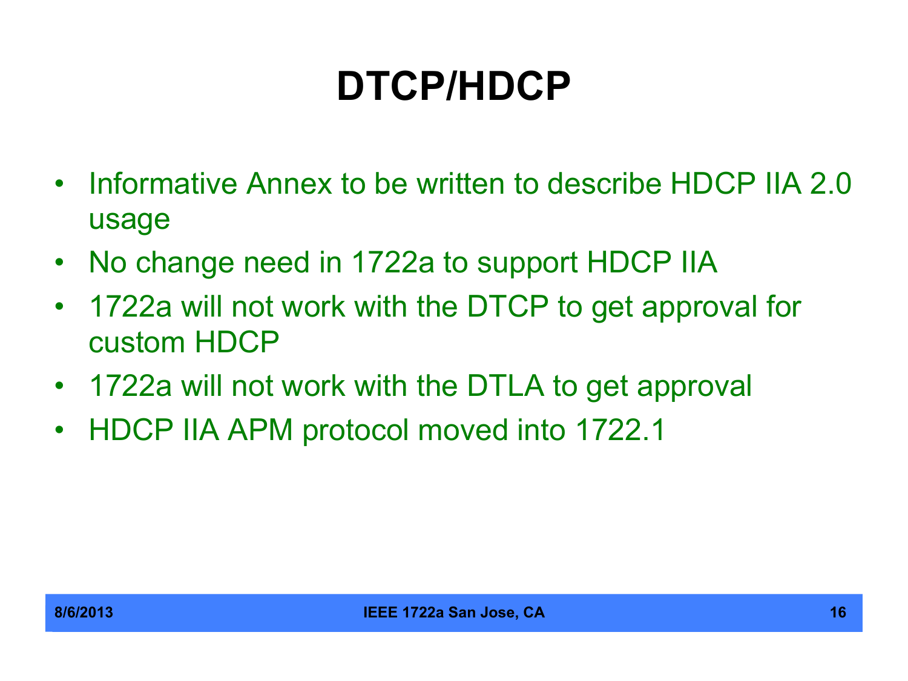# DTCP/HDCP

- Informative Annex to be written to describe HDCP IIA 2.0 usage
- No change need in 1722a to support HDCP IIA
- 1722a will not work with the DTCP to get approval for custom HDCP
- 1722a will not work with the DTLA to get approval
- HDCP IIA APM protocol moved into 1722.1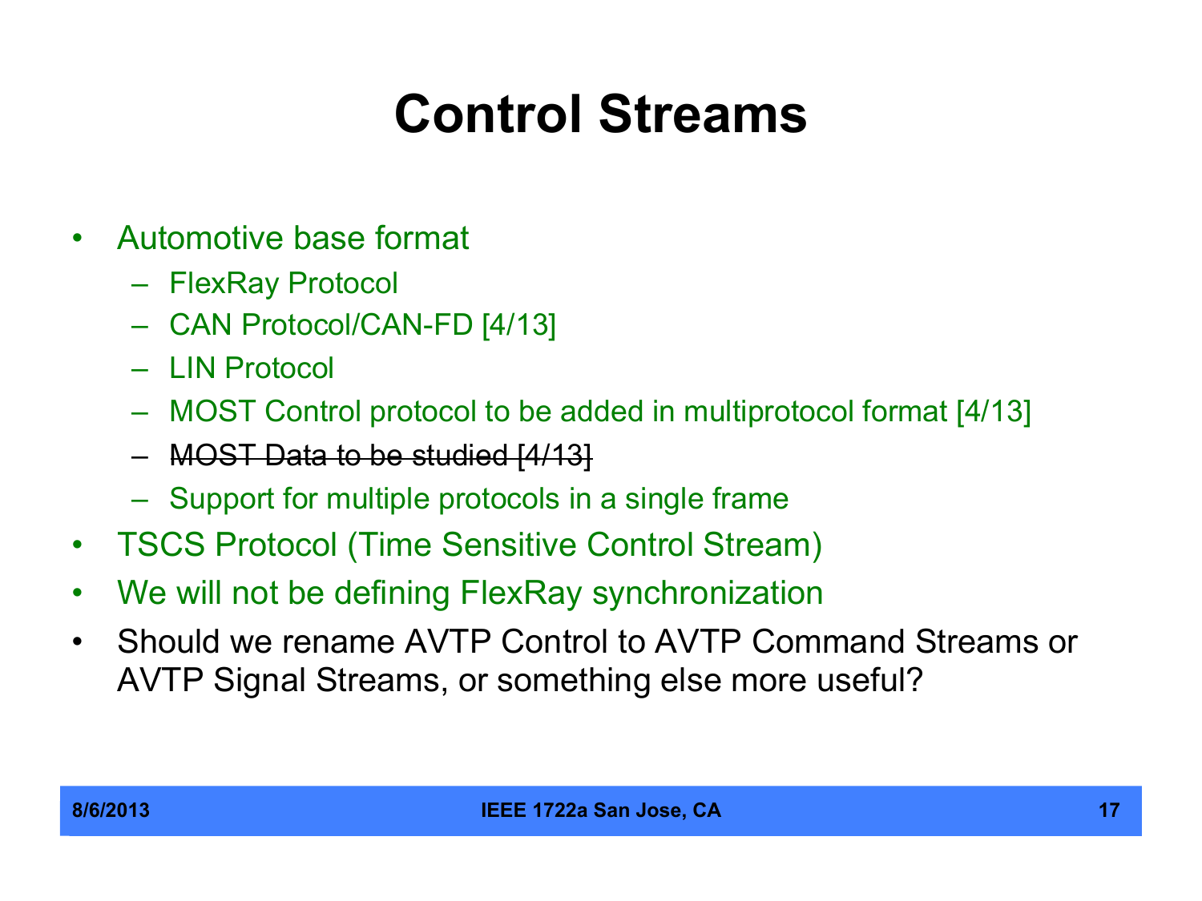# Control Streams

- Automotive base format
  - FlexRay Protocol
  - CAN Protocol/CAN-FD [4/13]
  - LIN Protocol
  - MOST Control protocol to be added in multiprotocol format [4/13]
  - ~~MOST Data to be studied [4/13]~~
  - Support for multiple protocols in a single frame
- TSCS Protocol (Time Sensitive Control Stream)
- We will not be defining FlexRay synchronization
- Should we rename AVTP Control to AVTP Command Streams or AVTP Signal Streams, or something else more useful?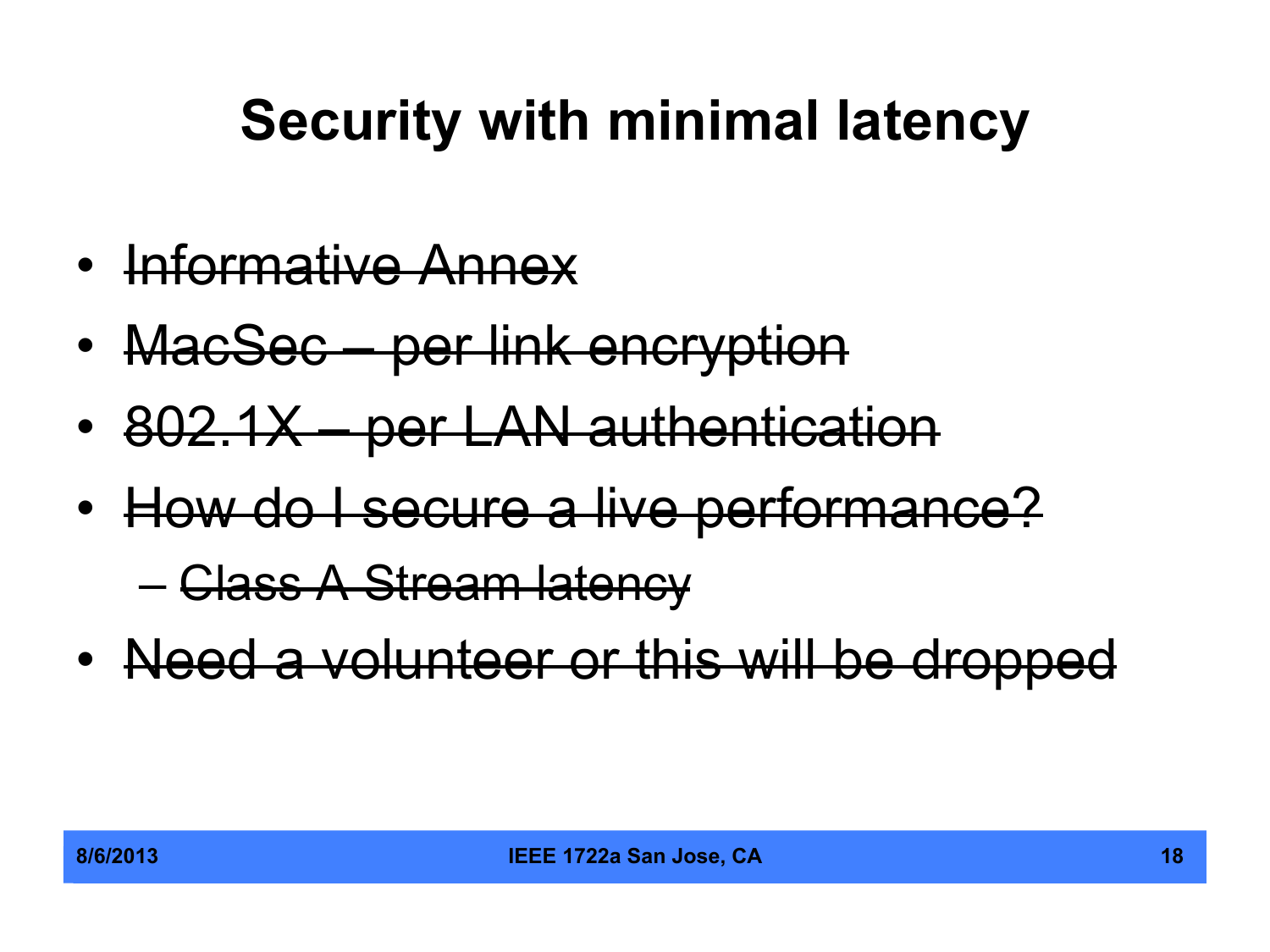# Security with minimal latency

- ~~Informative Annex~~
- ~~MacSec – per link encryption~~
- ~~802.1X – per LAN authentication~~
- ~~How do I secure a live performance?~~
  - ~~Class A Stream latency~~
- ~~Need a volunteer or this will be dropped~~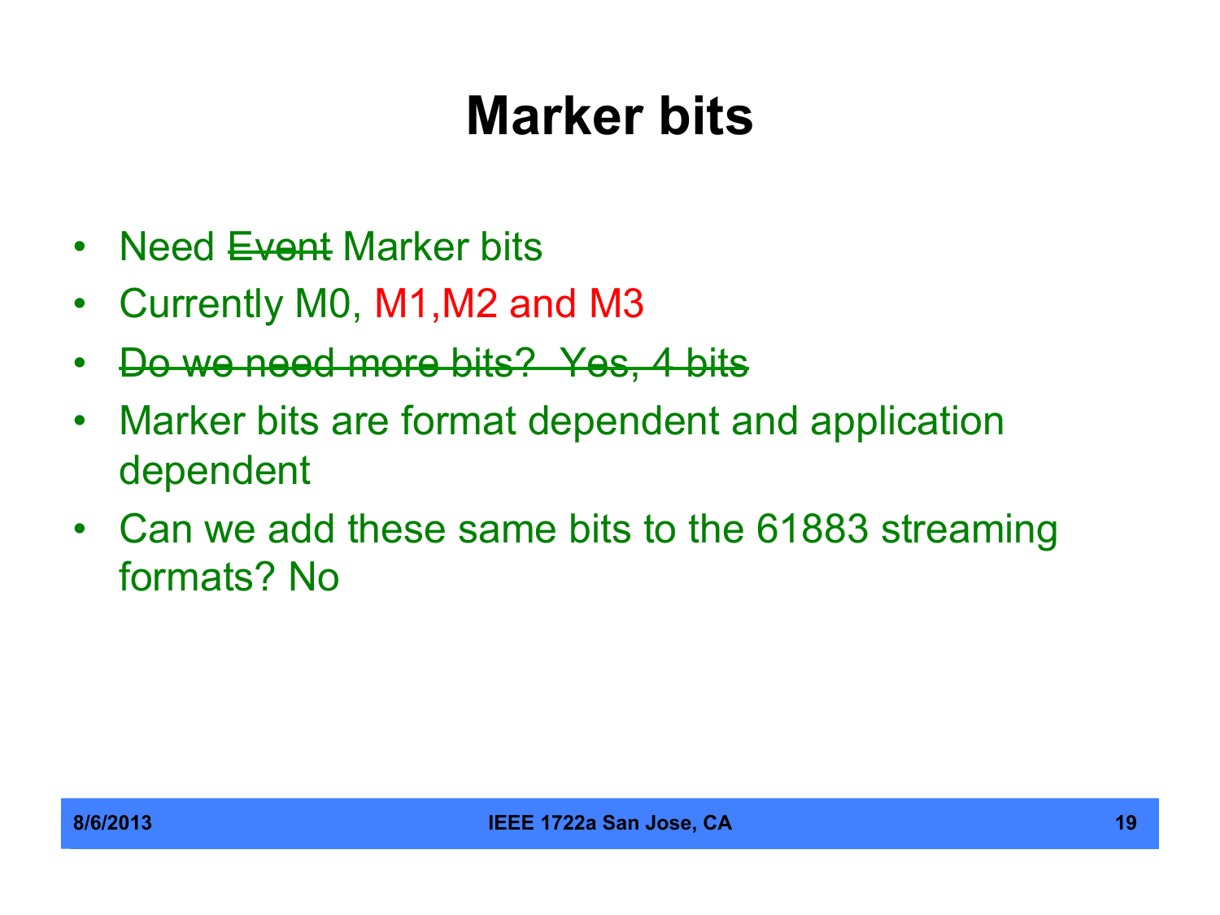# Marker bits

- Need ~~Event~~ Marker bits
- Currently M0, M1,M2 and M3
- ~~Do we need more bits? Yes, 4 bits~~
- Marker bits are format dependent and application dependent
- Can we add these same bits to the 61883 streaming formats? No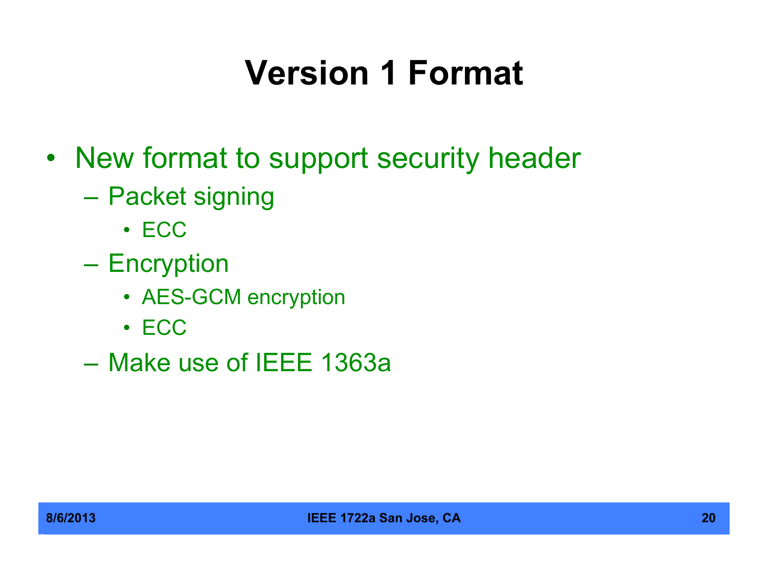# Version 1 Format

- New format to support security header
  - Packet signing
    - ECC
  - Encryption
    - AES-GCM encryption
    - ECC
  - Make use of IEEE 1363a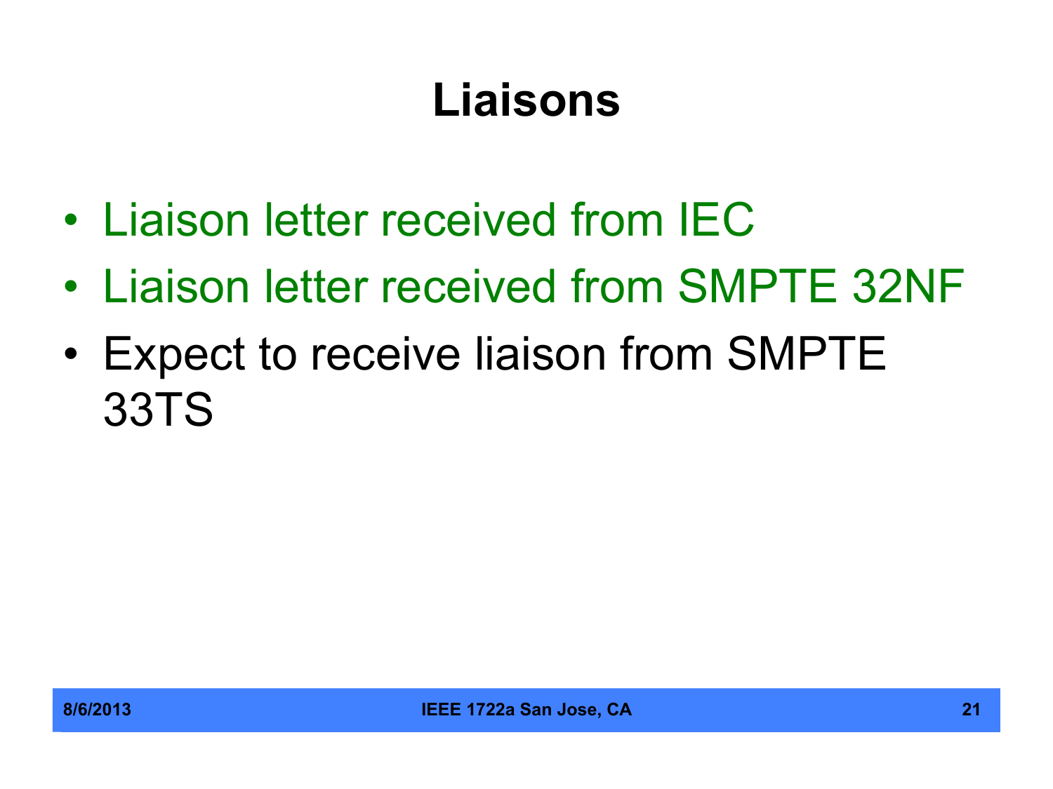# Liaisons

- Liaison letter received from IEC
- Liaison letter received from SMPTE 32NF
- Expect to receive liaison from SMPTE 33TS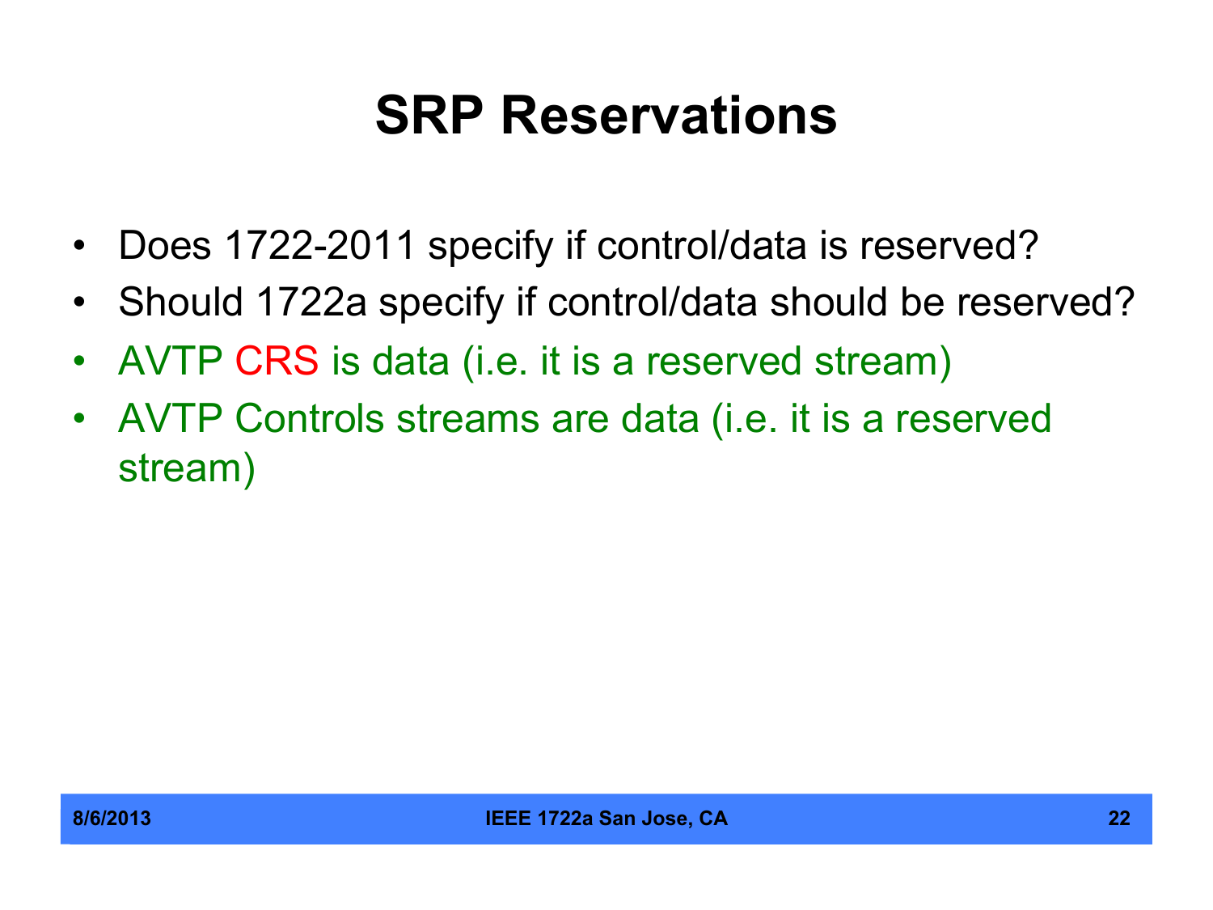# SRP Reservations

- Does 1722-2011 specify if control/data is reserved?
- Should 1722a specify if control/data should be reserved?
- AVTP CRS is data (i.e. it is a reserved stream)
- AVTP Controls streams are data (i.e. it is a reserved stream)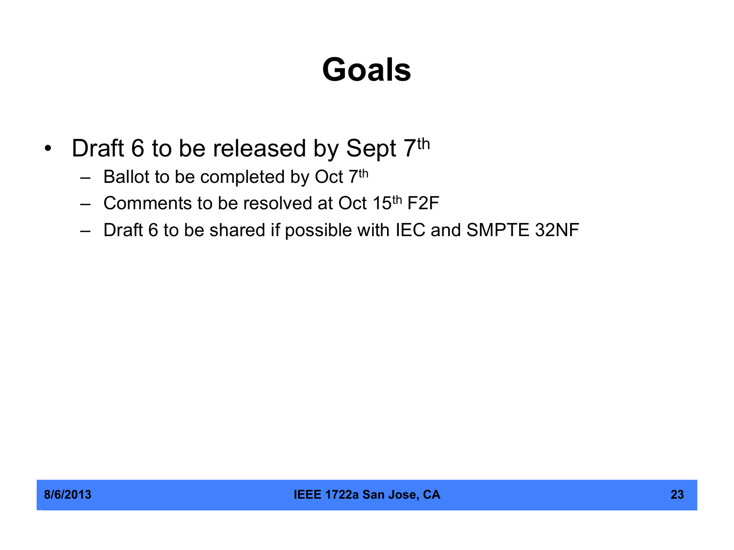# Goals

- Draft 6 to be released by Sept 7th
  - Ballot to be completed by Oct 7th
  - Comments to be resolved at Oct 15th F2F
  - Draft 6 to be shared if possible with IEC and SMPTE 32NF